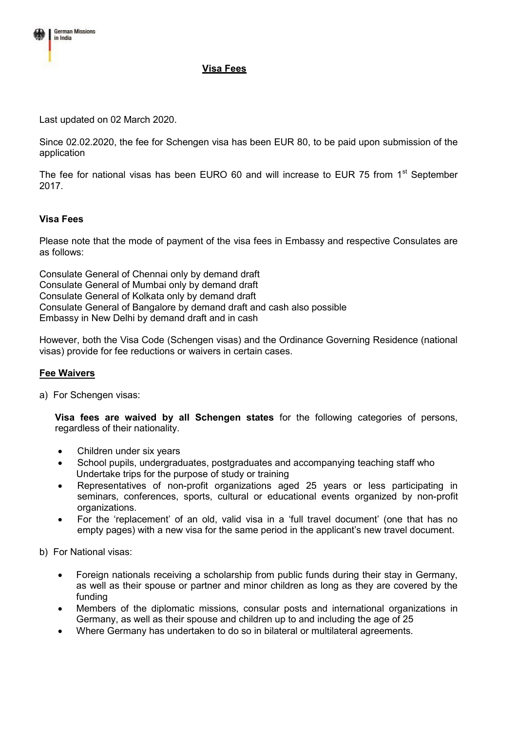# Visa Fees

Last updated on 02 March 2020.

Since 02.02.2020, the fee for Schengen visa has been EUR 80, to be paid upon submission of the application

The fee for national visas has been EURO 60 and will increase to EUR 75 from 1st September 2017.

## Visa Fees

Please note that the mode of payment of the visa fees in Embassy and respective Consulates are as follows:

Consulate General of Chennai only by demand draft
Consulate General of Mumbai only by demand draft
Consulate General of Kolkata only by demand draft
Consulate General of Bangalore by demand draft and cash also possible
Embassy in New Delhi by demand draft and in cash

However, both the Visa Code (Schengen visas) and the Ordinance Governing Residence (national visas) provide for fee reductions or waivers in certain cases.

## Fee Waivers

a) For Schengen visas:

**Visa fees are waived by all Schengen states** for the following categories of persons, regardless of their nationality.

- Children under six years
- School pupils, undergraduates, postgraduates and accompanying teaching staff who Undertake trips for the purpose of study or training
- Representatives of non-profit organizations aged 25 years or less participating in seminars, conferences, sports, cultural or educational events organized by non-profit organizations.
- For the 'replacement' of an old, valid visa in a 'full travel document' (one that has no empty pages) with a new visa for the same period in the applicant's new travel document.

b) For National visas:

- Foreign nationals receiving a scholarship from public funds during their stay in Germany, as well as their spouse or partner and minor children as long as they are covered by the funding
- Members of the diplomatic missions, consular posts and international organizations in Germany, as well as their spouse and children up to and including the age of 25
- Where Germany has undertaken to do so in bilateral or multilateral agreements.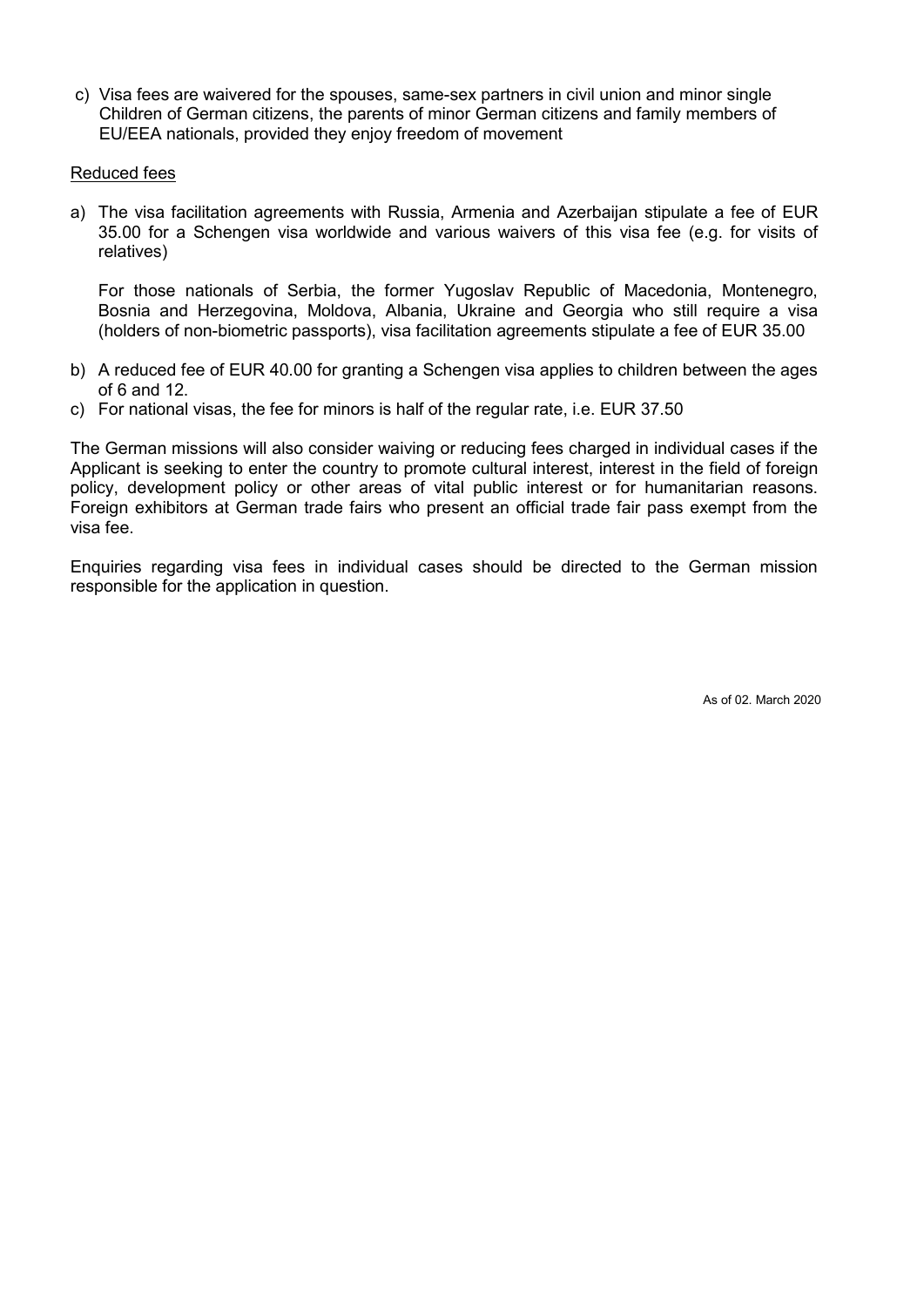c) Visa fees are waivered for the spouses, same-sex partners in civil union and minor single Children of German citizens, the parents of minor German citizens and family members of EU/EEA nationals, provided they enjoy freedom of movement

Reduced fees

a) The visa facilitation agreements with Russia, Armenia and Azerbaijan stipulate a fee of EUR 35.00 for a Schengen visa worldwide and various waivers of this visa fee (e.g. for visits of relatives)

   For those nationals of Serbia, the former Yugoslav Republic of Macedonia, Montenegro, Bosnia and Herzegovina, Moldova, Albania, Ukraine and Georgia who still require a visa (holders of non-biometric passports), visa facilitation agreements stipulate a fee of EUR 35.00

b) A reduced fee of EUR 40.00 for granting a Schengen visa applies to children between the ages of 6 and 12.

c) For national visas, the fee for minors is half of the regular rate, i.e. EUR 37.50

The German missions will also consider waiving or reducing fees charged in individual cases if the Applicant is seeking to enter the country to promote cultural interest, interest in the field of foreign policy, development policy or other areas of vital public interest or for humanitarian reasons. Foreign exhibitors at German trade fairs who present an official trade fair pass exempt from the visa fee.

Enquiries regarding visa fees in individual cases should be directed to the German mission responsible for the application in question.

As of 02. March 2020